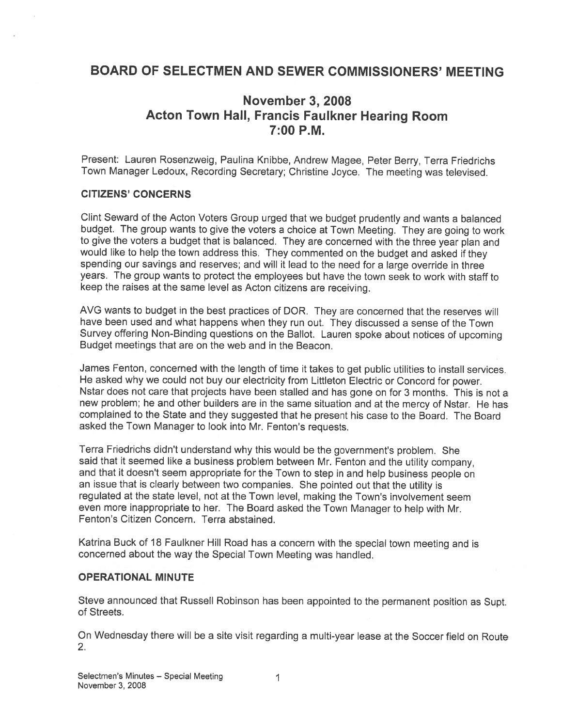# BOARD OF SELECTMEN AND SEWER COMMISSIONERS' MEETING

## November 3, 2008
## Acton Town Hall, Francis Faulkner Hearing Room
## 7:00 P.M.

Present: Lauren Rosenzweig, Paulina Knibbe, Andrew Magee, Peter Berry, Terra Friedrichs Town Manager Ledoux, Recording Secretary; Christine Joyce. The meeting was televised.

### CITIZENS' CONCERNS

Clint Seward of the Acton Voters Group urged that we budget prudently and wants a balanced budget. The group wants to give the voters a choice at Town Meeting. They are going to work to give the voters a budget that is balanced. They are concerned with the three year plan and would like to help the town address this. They commented on the budget and asked if they spending our savings and reserves; and will it lead to the need for a large override in three years. The group wants to protect the employees but have the town seek to work with staff to keep the raises at the same level as Acton citizens are receiving.

AVG wants to budget in the best practices of DOR. They are concerned that the reserves will have been used and what happens when they run out. They discussed a sense of the Town Survey offering Non-Binding questions on the Ballot. Lauren spoke about notices of upcoming Budget meetings that are on the web and in the Beacon.

James Fenton, concerned with the length of time it takes to get public utilities to install services. He asked why we could not buy our electricity from Littleton Electric or Concord for power. Nstar does not care that projects have been stalled and has gone on for 3 months. This is not a new problem; he and other builders are in the same situation and at the mercy of Nstar. He has complained to the State and they suggested that he present his case to the Board. The Board asked the Town Manager to look into Mr. Fenton's requests.

Terra Friedrichs didn't understand why this would be the government's problem. She said that it seemed like a business problem between Mr. Fenton and the utility company, and that it doesn't seem appropriate for the Town to step in and help business people on an issue that is clearly between two companies. She pointed out that the utility is regulated at the state level, not at the Town level, making the Town's involvement seem even more inappropriate to her. The Board asked the Town Manager to help with Mr. Fenton's Citizen Concern. Terra abstained.

Katrina Buck of 18 Faulkner Hill Road has a concern with the special town meeting and is concerned about the way the Special Town Meeting was handled.

### OPERATIONAL MINUTE

Steve announced that Russell Robinson has been appointed to the permanent position as Supt. of Streets.

On Wednesday there will be a site visit regarding a multi-year lease at the Soccer field on Route 2.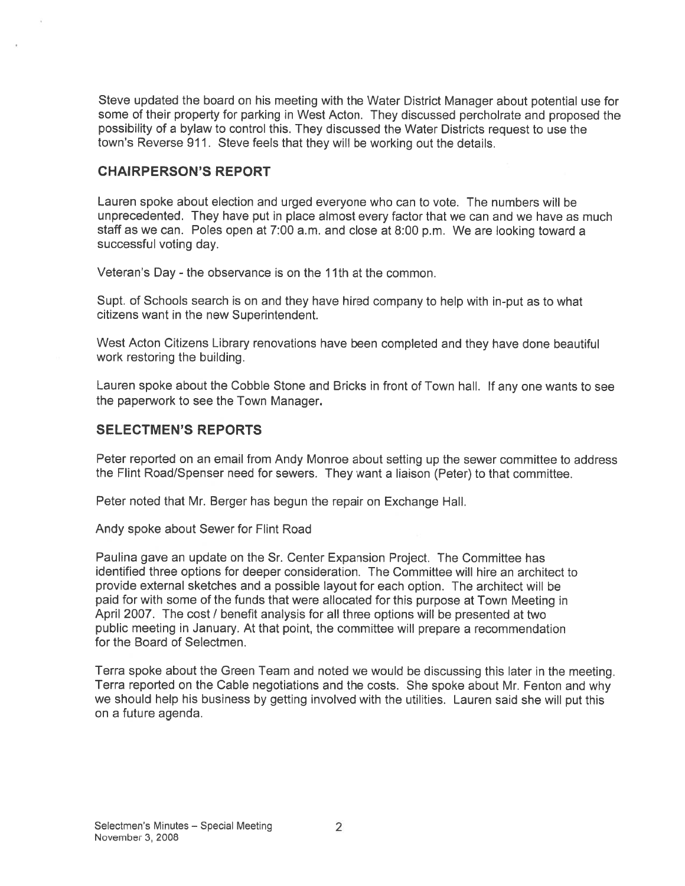Steve updated the board on his meeting with the Water District Manager about potential use for some of their property for parking in West Acton. They discussed percholrate and proposed the possibility of a bylaw to control this. They discussed the Water Districts request to use the town's Reverse 911. Steve feels that they will be working out the details.

## CHAIRPERSON'S REPORT

Lauren spoke about election and urged everyone who can to vote. The numbers will be unprecedented. They have put in place almost every factor that we can and we have as much staff as we can. Poles open at 7:00 a.m. and close at 8:00 p.m. We are looking toward a successful voting day.

Veteran's Day - the observance is on the 11th at the common.

Supt. of Schools search is on and they have hired company to help with in-put as to what citizens want in the new Superintendent.

West Acton Citizens Library renovations have been completed and they have done beautiful work restoring the building.

Lauren spoke about the Cobble Stone and Bricks in front of Town hall. If any one wants to see the paperwork to see the Town Manager.

## SELECTMEN'S REPORTS

Peter reported on an email from Andy Monroe about setting up the sewer committee to address the Flint Road/Spenser need for sewers. They want a liaison (Peter) to that committee.

Peter noted that Mr. Berger has begun the repair on Exchange Hall.

Andy spoke about Sewer for Flint Road

Paulina gave an update on the Sr. Center Expansion Project. The Committee has identified three options for deeper consideration. The Committee will hire an architect to provide external sketches and a possible layout for each option. The architect will be paid for with some of the funds that were allocated for this purpose at Town Meeting in April 2007. The cost / benefit analysis for all three options will be presented at two public meeting in January. At that point, the committee will prepare a recommendation for the Board of Selectmen.

Terra spoke about the Green Team and noted we would be discussing this later in the meeting. Terra reported on the Cable negotiations and the costs. She spoke about Mr. Fenton and why we should help his business by getting involved with the utilities. Lauren said she will put this on a future agenda.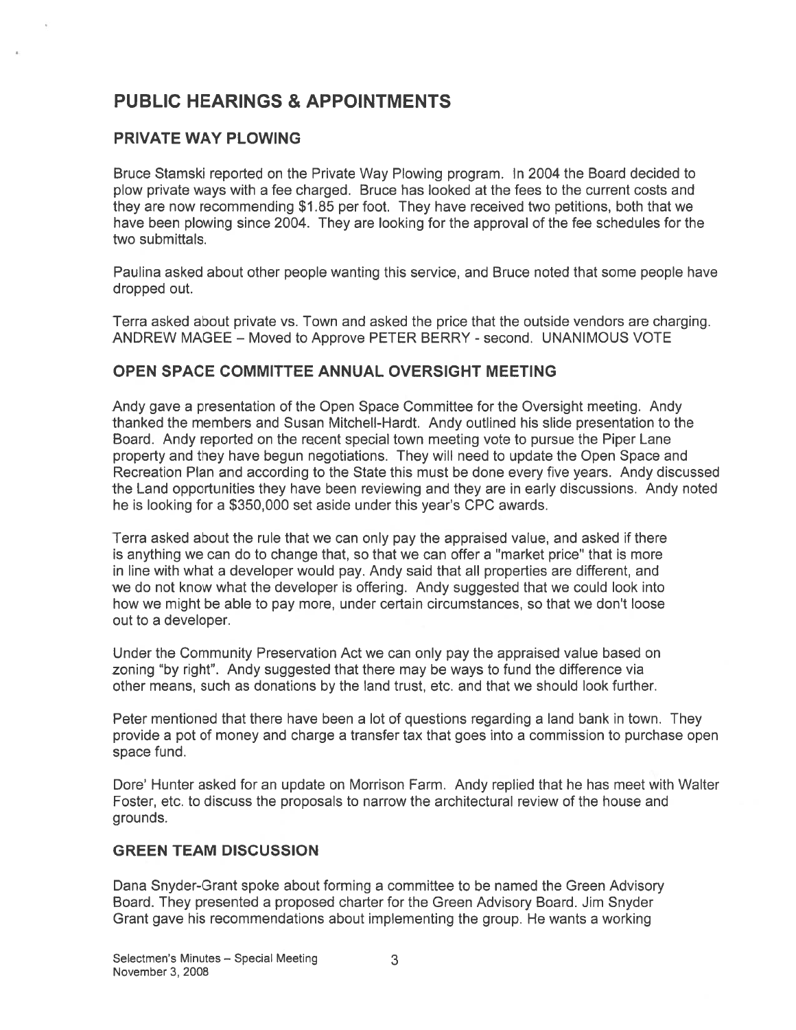# PUBLIC HEARINGS & APPOINTMENTS

## PRIVATE WAY PLOWING

Bruce Stamski reported on the Private Way Plowing program. In 2004 the Board decided to plow private ways with a fee charged. Bruce has looked at the fees to the current costs and they are now recommending $1.85 per foot. They have received two petitions, both that we have been plowing since 2004. They are looking for the approval of the fee schedules for the two submittals.

Paulina asked about other people wanting this service, and Bruce noted that some people have dropped out.

Terra asked about private vs. Town and asked the price that the outside vendors are charging. ANDREW MAGEE – Moved to Approve PETER BERRY - second. UNANIMOUS VOTE

## OPEN SPACE COMMITTEE ANNUAL OVERSIGHT MEETING

Andy gave a presentation of the Open Space Committee for the Oversight meeting. Andy thanked the members and Susan Mitchell-Hardt. Andy outlined his slide presentation to the Board. Andy reported on the recent special town meeting vote to pursue the Piper Lane property and they have begun negotiations. They will need to update the Open Space and Recreation Plan and according to the State this must be done every five years. Andy discussed the Land opportunities they have been reviewing and they are in early discussions. Andy noted he is looking for a $350,000 set aside under this year's CPC awards.

Terra asked about the rule that we can only pay the appraised value, and asked if there is anything we can do to change that, so that we can offer a "market price" that is more in line with what a developer would pay. Andy said that all properties are different, and we do not know what the developer is offering. Andy suggested that we could look into how we might be able to pay more, under certain circumstances, so that we don't loose out to a developer.

Under the Community Preservation Act we can only pay the appraised value based on zoning "by right". Andy suggested that there may be ways to fund the difference via other means, such as donations by the land trust, etc. and that we should look further.

Peter mentioned that there have been a lot of questions regarding a land bank in town. They provide a pot of money and charge a transfer tax that goes into a commission to purchase open space fund.

Dore' Hunter asked for an update on Morrison Farm. Andy replied that he has meet with Walter Foster, etc. to discuss the proposals to narrow the architectural review of the house and grounds.

## GREEN TEAM DISCUSSION

Dana Snyder-Grant spoke about forming a committee to be named the Green Advisory Board. They presented a proposed charter for the Green Advisory Board. Jim Snyder Grant gave his recommendations about implementing the group. He wants a working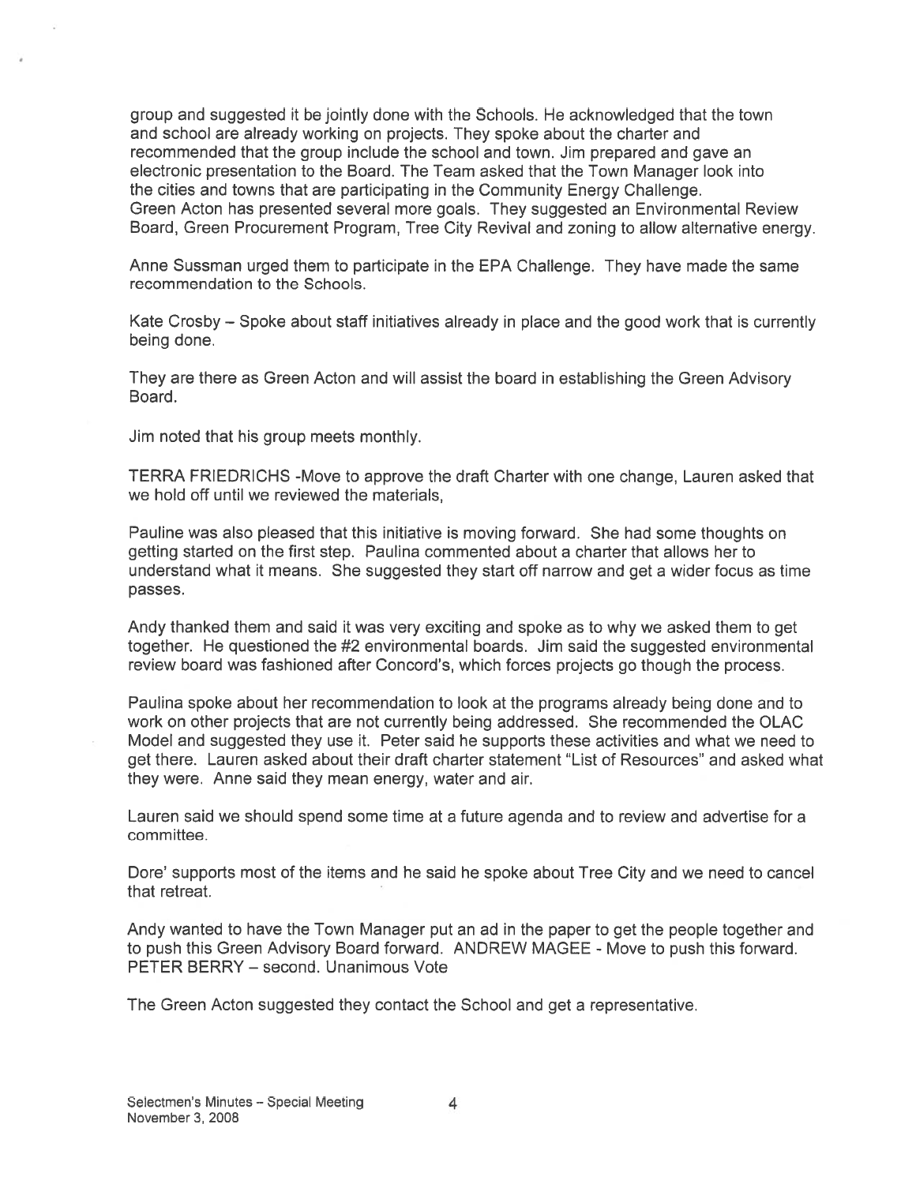group and suggested it be jointly done with the Schools. He acknowledged that the town and school are already working on projects. They spoke about the charter and recommended that the group include the school and town. Jim prepared and gave an electronic presentation to the Board. The Team asked that the Town Manager look into the cities and towns that are participating in the Community Energy Challenge. Green Acton has presented several more goals. They suggested an Environmental Review Board, Green Procurement Program, Tree City Revival and zoning to allow alternative energy.

Anne Sussman urged them to participate in the EPA Challenge. They have made the same recommendation to the Schools.

Kate Crosby – Spoke about staff initiatives already in place and the good work that is currently being done.

They are there as Green Acton and will assist the board in establishing the Green Advisory Board.

Jim noted that his group meets monthly.

TERRA FRIEDRICHS -Move to approve the draft Charter with one change, Lauren asked that we hold off until we reviewed the materials,

Pauline was also pleased that this initiative is moving forward. She had some thoughts on getting started on the first step. Paulina commented about a charter that allows her to understand what it means. She suggested they start off narrow and get a wider focus as time passes.

Andy thanked them and said it was very exciting and spoke as to why we asked them to get together. He questioned the #2 environmental boards. Jim said the suggested environmental review board was fashioned after Concord's, which forces projects go though the process.

Paulina spoke about her recommendation to look at the programs already being done and to work on other projects that are not currently being addressed. She recommended the OLAC Model and suggested they use it. Peter said he supports these activities and what we need to get there. Lauren asked about their draft charter statement "List of Resources" and asked what they were. Anne said they mean energy, water and air.

Lauren said we should spend some time at a future agenda and to review and advertise for a committee.

Dore' supports most of the items and he said he spoke about Tree City and we need to cancel that retreat.

Andy wanted to have the Town Manager put an ad in the paper to get the people together and to push this Green Advisory Board forward. ANDREW MAGEE - Move to push this forward. PETER BERRY – second. Unanimous Vote

The Green Acton suggested they contact the School and get a representative.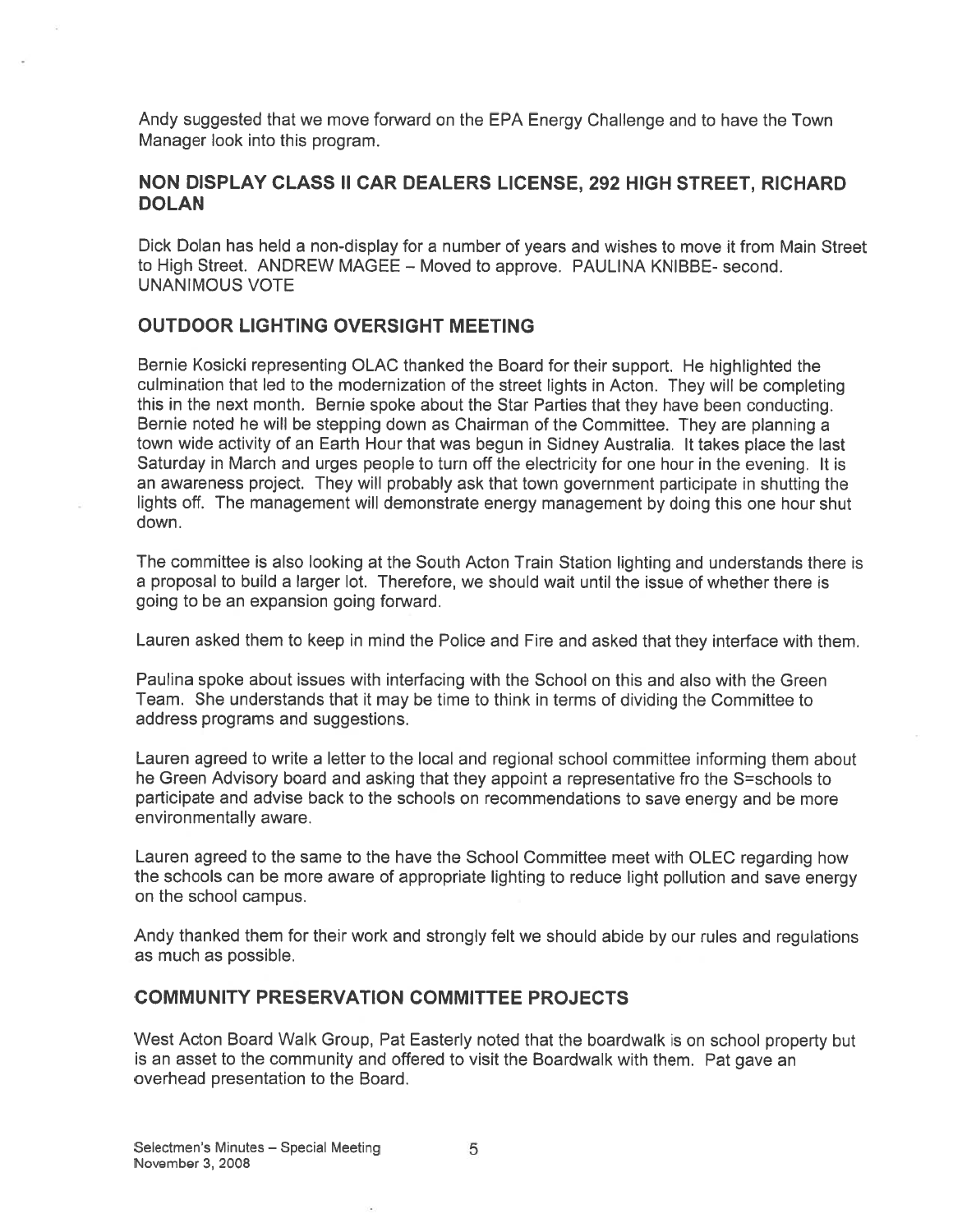Andy suggested that we move forward on the EPA Energy Challenge and to have the Town Manager look into this program.

## NON DISPLAY CLASS II CAR DEALERS LICENSE, 292 HIGH STREET, RICHARD DOLAN

Dick Dolan has held a non-display for a number of years and wishes to move it from Main Street to High Street. ANDREW MAGEE – Moved to approve. PAULINA KNIBBE- second. UNANIMOUS VOTE

## OUTDOOR LIGHTING OVERSIGHT MEETING

Bernie Kosicki representing OLAC thanked the Board for their support. He highlighted the culmination that led to the modernization of the street lights in Acton. They will be completing this in the next month. Bernie spoke about the Star Parties that they have been conducting. Bernie noted he will be stepping down as Chairman of the Committee. They are planning a town wide activity of an Earth Hour that was begun in Sidney Australia. It takes place the last Saturday in March and urges people to turn off the electricity for one hour in the evening. It is an awareness project. They will probably ask that town government participate in shutting the lights off. The management will demonstrate energy management by doing this one hour shut down.

The committee is also looking at the South Acton Train Station lighting and understands there is a proposal to build a larger lot. Therefore, we should wait until the issue of whether there is going to be an expansion going forward.

Lauren asked them to keep in mind the Police and Fire and asked that they interface with them.

Paulina spoke about issues with interfacing with the School on this and also with the Green Team. She understands that it may be time to think in terms of dividing the Committee to address programs and suggestions.

Lauren agreed to write a letter to the local and regional school committee informing them about he Green Advisory board and asking that they appoint a representative fro the S=schools to participate and advise back to the schools on recommendations to save energy and be more environmentally aware.

Lauren agreed to the same to the have the School Committee meet with OLEC regarding how the schools can be more aware of appropriate lighting to reduce light pollution and save energy on the school campus.

Andy thanked them for their work and strongly felt we should abide by our rules and regulations as much as possible.

## COMMUNITY PRESERVATION COMMITTEE PROJECTS

West Acton Board Walk Group, Pat Easterly noted that the boardwalk is on school property but is an asset to the community and offered to visit the Boardwalk with them. Pat gave an overhead presentation to the Board.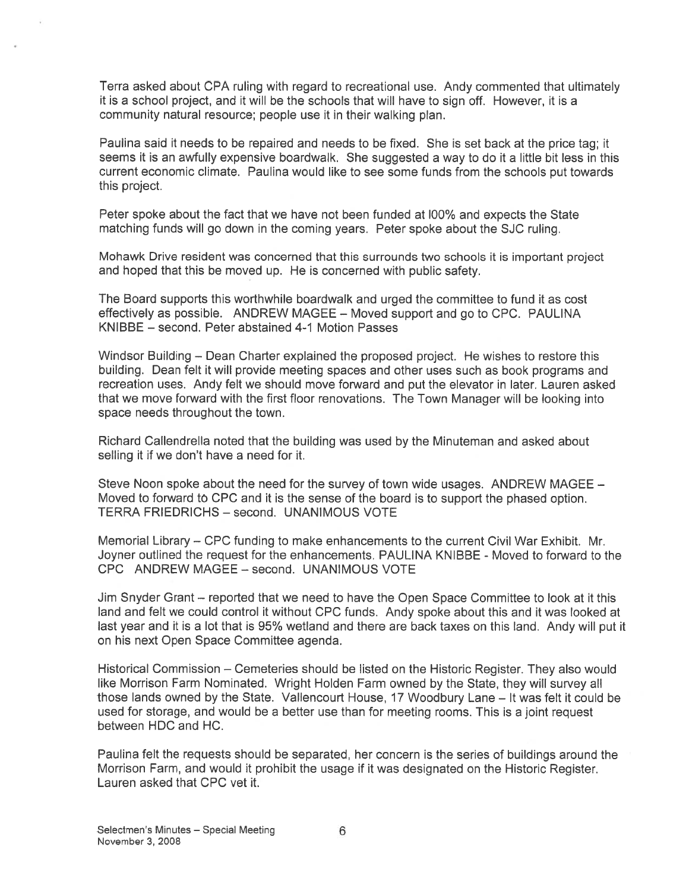Terra asked about CPA ruling with regard to recreational use. Andy commented that ultimately it is a school project, and it will be the schools that will have to sign off. However, it is a community natural resource; people use it in their walking plan.

Paulina said it needs to be repaired and needs to be fixed. She is set back at the price tag; it seems it is an awfully expensive boardwalk. She suggested a way to do it a little bit less in this current economic climate. Paulina would like to see some funds from the schools put towards this project.

Peter spoke about the fact that we have not been funded at l00% and expects the State matching funds will go down in the coming years. Peter spoke about the SJC ruling.

Mohawk Drive resident was concerned that this surrounds two schools it is important project and hoped that this be moved up. He is concerned with public safety.

The Board supports this worthwhile boardwalk and urged the committee to fund it as cost effectively as possible. ANDREW MAGEE – Moved support and go to CPC. PAULINA KNIBBE – second. Peter abstained 4-1 Motion Passes

Windsor Building – Dean Charter explained the proposed project. He wishes to restore this building. Dean felt it will provide meeting spaces and other uses such as book programs and recreation uses. Andy felt we should move forward and put the elevator in later. Lauren asked that we move forward with the first floor renovations. The Town Manager will be looking into space needs throughout the town.

Richard Callendrella noted that the building was used by the Minuteman and asked about selling it if we don't have a need for it.

Steve Noon spoke about the need for the survey of town wide usages. ANDREW MAGEE – Moved to forward to CPC and it is the sense of the board is to support the phased option. TERRA FRIEDRICHS – second. UNANIMOUS VOTE

Memorial Library – CPC funding to make enhancements to the current Civil War Exhibit. Mr. Joyner outlined the request for the enhancements. PAULINA KNIBBE - Moved to forward to the CPC ANDREW MAGEE – second. UNANIMOUS VOTE

Jim Snyder Grant – reported that we need to have the Open Space Committee to look at it this land and felt we could control it without CPC funds. Andy spoke about this and it was looked at last year and it is a lot that is 95% wetland and there are back taxes on this land. Andy will put it on his next Open Space Committee agenda.

Historical Commission – Cemeteries should be listed on the Historic Register. They also would like Morrison Farm Nominated. Wright Holden Farm owned by the State, they will survey all those lands owned by the State. Vallencourt House, 17 Woodbury Lane – It was felt it could be used for storage, and would be a better use than for meeting rooms. This is a joint request between HDC and HC.

Paulina felt the requests should be separated, her concern is the series of buildings around the Morrison Farm, and would it prohibit the usage if it was designated on the Historic Register. Lauren asked that CPC vet it.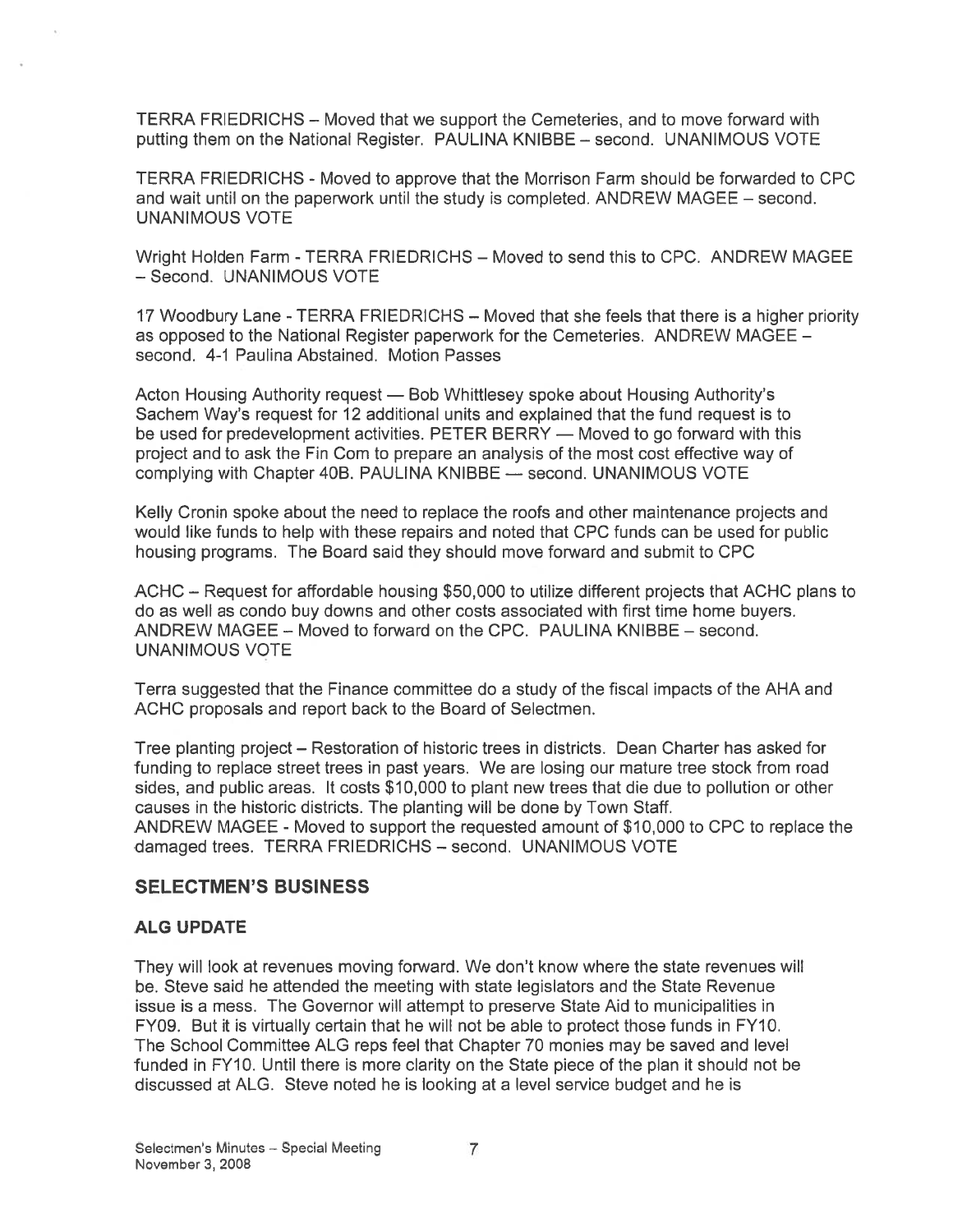TERRA FRIEDRICHS – Moved that we support the Cemeteries, and to move forward with putting them on the National Register. PAULINA KNIBBE – second. UNANIMOUS VOTE

TERRA FRIEDRICHS - Moved to approve that the Morrison Farm should be forwarded to CPC and wait until on the paperwork until the study is completed. ANDREW MAGEE – second. UNANIMOUS VOTE

Wright Holden Farm - TERRA FRIEDRICHS – Moved to send this to CPC. ANDREW MAGEE – Second. UNANIMOUS VOTE

17 Woodbury Lane - TERRA FRIEDRICHS – Moved that she feels that there is a higher priority as opposed to the National Register paperwork for the Cemeteries. ANDREW MAGEE – second. 4-1 Paulina Abstained. Motion Passes

Acton Housing Authority request — Bob Whittlesey spoke about Housing Authority's Sachem Way's request for 12 additional units and explained that the fund request is to be used for predevelopment activities. PETER BERRY — Moved to go forward with this project and to ask the Fin Com to prepare an analysis of the most cost effective way of complying with Chapter 40B. PAULINA KNIBBE — second. UNANIMOUS VOTE

Kelly Cronin spoke about the need to replace the roofs and other maintenance projects and would like funds to help with these repairs and noted that CPC funds can be used for public housing programs. The Board said they should move forward and submit to CPC

ACHC – Request for affordable housing $50,000 to utilize different projects that ACHC plans to do as well as condo buy downs and other costs associated with first time home buyers. ANDREW MAGEE – Moved to forward on the CPC. PAULINA KNIBBE – second. UNANIMOUS VOTE

Terra suggested that the Finance committee do a study of the fiscal impacts of the AHA and ACHC proposals and report back to the Board of Selectmen.

Tree planting project – Restoration of historic trees in districts. Dean Charter has asked for funding to replace street trees in past years. We are losing our mature tree stock from road sides, and public areas. It costs $10,000 to plant new trees that die due to pollution or other causes in the historic districts. The planting will be done by Town Staff.
ANDREW MAGEE - Moved to support the requested amount of $10,000 to CPC to replace the damaged trees. TERRA FRIEDRICHS – second. UNANIMOUS VOTE

## SELECTMEN'S BUSINESS

### ALG UPDATE

They will look at revenues moving forward. We don't know where the state revenues will be. Steve said he attended the meeting with state legislators and the State Revenue issue is a mess. The Governor will attempt to preserve State Aid to municipalities in FY09. But it is virtually certain that he will not be able to protect those funds in FY10. The School Committee ALG reps feel that Chapter 70 monies may be saved and level funded in FY10. Until there is more clarity on the State piece of the plan it should not be discussed at ALG. Steve noted he is looking at a level service budget and he is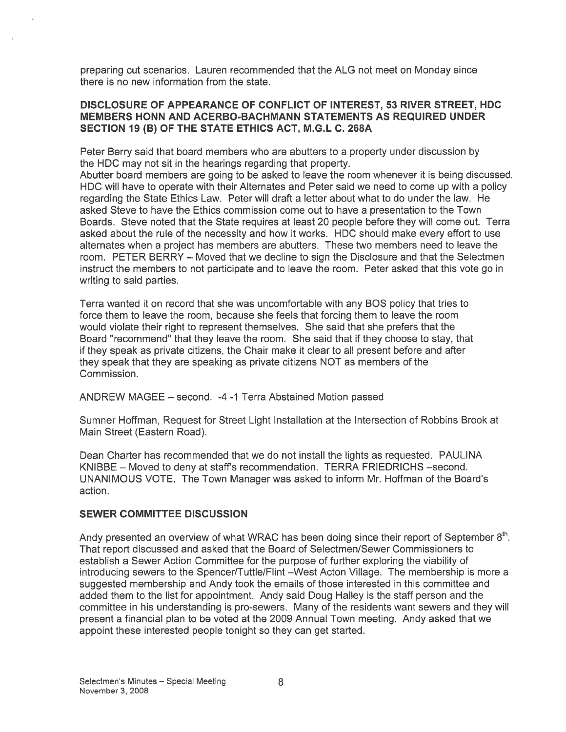preparing cut scenarios. Lauren recommended that the ALG not meet on Monday since there is no new information from the state.

## DISCLOSURE OF APPEARANCE OF CONFLICT OF INTEREST, 53 RIVER STREET, HDC MEMBERS HONN AND ACERBO-BACHMANN STATEMENTS AS REQUIRED UNDER SECTION 19 (B) OF THE STATE ETHICS ACT, M.G.L C. 268A

Peter Berry said that board members who are abutters to a property under discussion by the HDC may not sit in the hearings regarding that property.
Abutter board members are going to be asked to leave the room whenever it is being discussed. HDC will have to operate with their Alternates and Peter said we need to come up with a policy regarding the State Ethics Law. Peter will draft a letter about what to do under the law. He asked Steve to have the Ethics commission come out to have a presentation to the Town Boards. Steve noted that the State requires at least 20 people before they will come out. Terra asked about the rule of the necessity and how it works. HDC should make every effort to use alternates when a project has members are abutters. These two members need to leave the room. PETER BERRY – Moved that we decline to sign the Disclosure and that the Selectmen instruct the members to not participate and to leave the room. Peter asked that this vote go in writing to said parties.

Terra wanted it on record that she was uncomfortable with any BOS policy that tries to force them to leave the room, because she feels that forcing them to leave the room would violate their right to represent themselves. She said that she prefers that the Board "recommend" that they leave the room. She said that if they choose to stay, that if they speak as private citizens, the Chair make it clear to all present before and after they speak that they are speaking as private citizens NOT as members of the Commission.

ANDREW MAGEE – second. -4 -1 Terra Abstained Motion passed

Sumner Hoffman, Request for Street Light Installation at the Intersection of Robbins Brook at Main Street (Eastern Road).

Dean Charter has recommended that we do not install the lights as requested. PAULINA KNIBBE – Moved to deny at staff's recommendation. TERRA FRIEDRICHS –second. UNANIMOUS VOTE. The Town Manager was asked to inform Mr. Hoffman of the Board's action.

## SEWER COMMITTEE DISCUSSION

Andy presented an overview of what WRAC has been doing since their report of September 8th. That report discussed and asked that the Board of Selectmen/Sewer Commissioners to establish a Sewer Action Committee for the purpose of further exploring the viability of introducing sewers to the Spencer/Tuttle/Flint –West Acton Village. The membership is more a suggested membership and Andy took the emails of those interested in this committee and added them to the list for appointment. Andy said Doug Halley is the staff person and the committee in his understanding is pro-sewers. Many of the residents want sewers and they will present a financial plan to be voted at the 2009 Annual Town meeting. Andy asked that we appoint these interested people tonight so they can get started.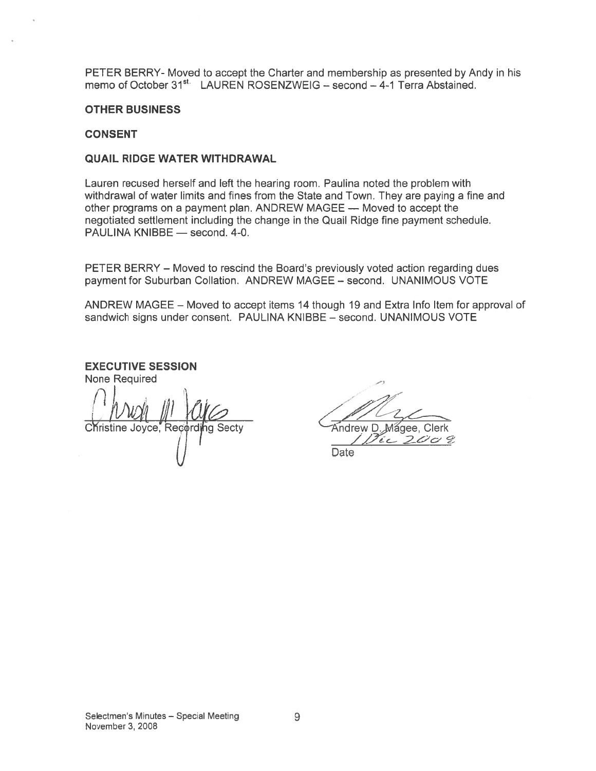PETER BERRY- Moved to accept the Charter and membership as presented by Andy in his memo of October 31st. LAUREN ROSENZWEIG – second – 4-1 Terra Abstained.

**OTHER BUSINESS**

**CONSENT**

**QUAIL RIDGE WATER WITHDRAWAL**

Lauren recused herself and left the hearing room. Paulina noted the problem with withdrawal of water limits and fines from the State and Town. They are paying a fine and other programs on a payment plan. ANDREW MAGEE — Moved to accept the negotiated settlement including the change in the Quail Ridge fine payment schedule. PAULINA KNIBBE — second. 4-0.

PETER BERRY – Moved to rescind the Board's previously voted action regarding dues payment for Suburban Collation. ANDREW MAGEE – second. UNANIMOUS VOTE

ANDREW MAGEE – Moved to accept items 14 though 19 and Extra Info Item for approval of sandwich signs under consent. PAULINA KNIBBE – second. UNANIMOUS VOTE

**EXECUTIVE SESSION**

None Required

Christine Joyce, Recording Secty

Andrew D. Magee, Clerk

1 Dec 2008

Date

Selectmen's Minutes – Special Meeting
November 3, 2008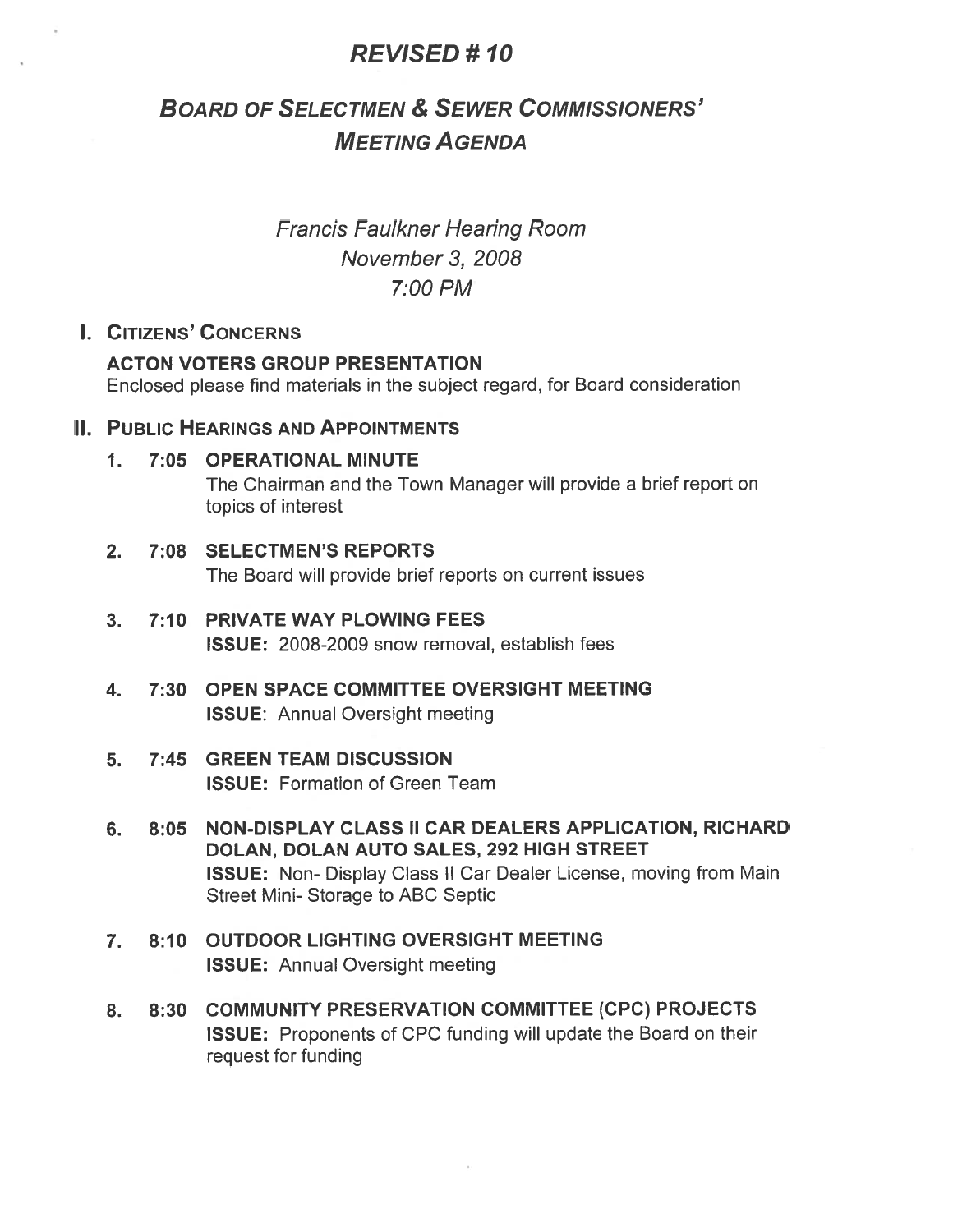# *REVISED # 10*

## BOARD OF SELECTMEN & SEWER COMMISSIONERS' MEETING AGENDA

*Francis Faulkner Hearing Room*
*November 3, 2008*
*7:00 PM*

## I. CITIZENS' CONCERNS

**ACTON VOTERS GROUP PRESENTATION**
Enclosed please find materials in the subject regard, for Board consideration

## II. PUBLIC HEARINGS AND APPOINTMENTS

1. **7:05 OPERATIONAL MINUTE**
   The Chairman and the Town Manager will provide a brief report on topics of interest

2. **7:08 SELECTMEN'S REPORTS**
   The Board will provide brief reports on current issues

3. **7:10 PRIVATE WAY PLOWING FEES**
   **ISSUE:** 2008-2009 snow removal, establish fees

4. **7:30 OPEN SPACE COMMITTEE OVERSIGHT MEETING**
   **ISSUE:** Annual Oversight meeting

5. **7:45 GREEN TEAM DISCUSSION**
   **ISSUE:** Formation of Green Team

6. **8:05 NON-DISPLAY CLASS II CAR DEALERS APPLICATION, RICHARD DOLAN, DOLAN AUTO SALES, 292 HIGH STREET**
   **ISSUE:** Non- Display Class II Car Dealer License, moving from Main Street Mini- Storage to ABC Septic

7. **8:10 OUTDOOR LIGHTING OVERSIGHT MEETING**
   **ISSUE:** Annual Oversight meeting

8. **8:30 COMMUNITY PRESERVATION COMMITTEE (CPC) PROJECTS**
   **ISSUE:** Proponents of CPC funding will update the Board on their request for funding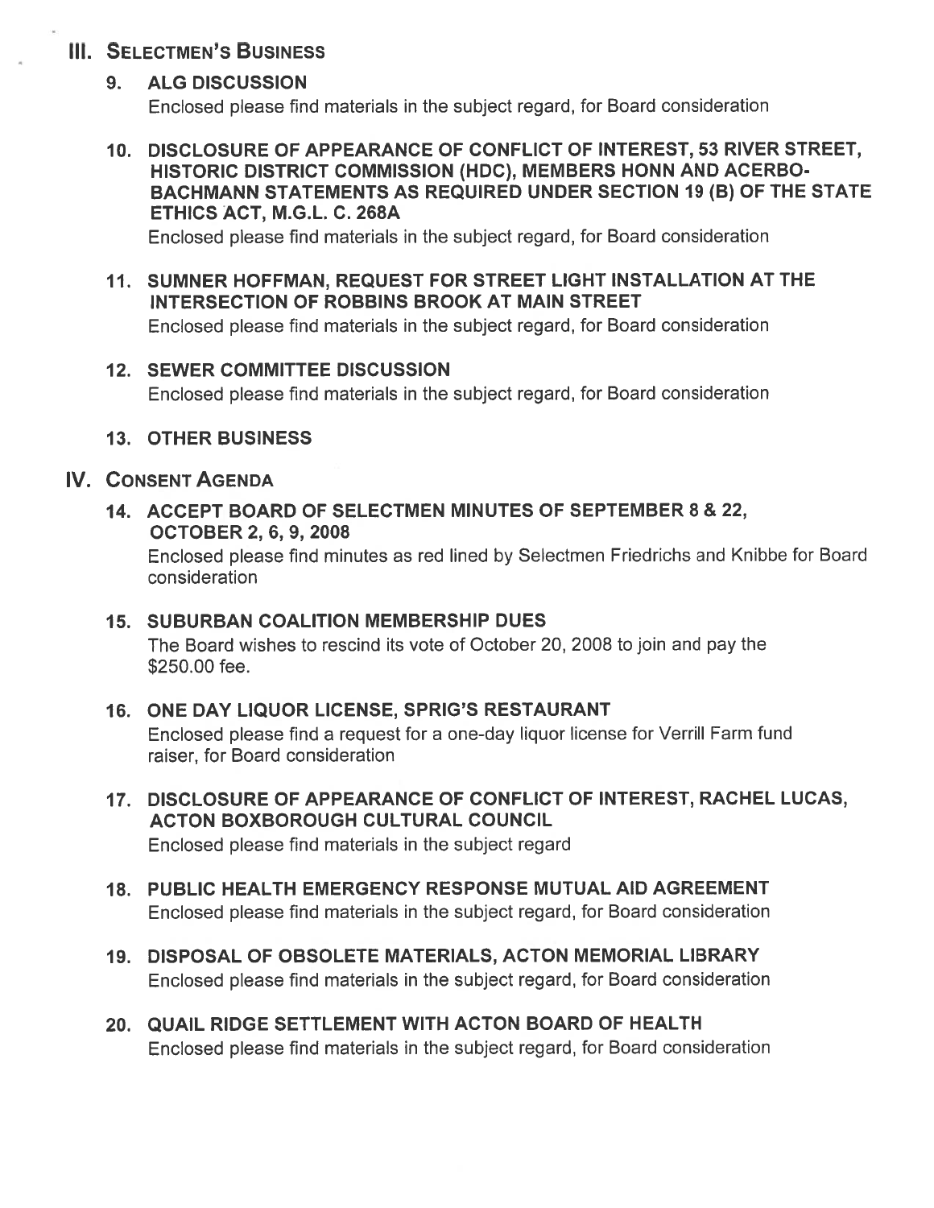## III. Selectmen's Business

### 9. ALG DISCUSSION

Enclosed please find materials in the subject regard, for Board consideration

### 10. DISCLOSURE OF APPEARANCE OF CONFLICT OF INTEREST, 53 RIVER STREET, HISTORIC DISTRICT COMMISSION (HDC), MEMBERS HONN AND ACERBO-BACHMANN STATEMENTS AS REQUIRED UNDER SECTION 19 (B) OF THE STATE ETHICS ACT, M.G.L. C. 268A

Enclosed please find materials in the subject regard, for Board consideration

### 11. SUMNER HOFFMAN, REQUEST FOR STREET LIGHT INSTALLATION AT THE INTERSECTION OF ROBBINS BROOK AT MAIN STREET

Enclosed please find materials in the subject regard, for Board consideration

### 12. SEWER COMMITTEE DISCUSSION

Enclosed please find materials in the subject regard, for Board consideration

### 13. OTHER BUSINESS

## IV. Consent Agenda

### 14. ACCEPT BOARD OF SELECTMEN MINUTES OF SEPTEMBER 8 & 22, OCTOBER 2, 6, 9, 2008

Enclosed please find minutes as red lined by Selectmen Friedrichs and Knibbe for Board consideration

### 15. SUBURBAN COALITION MEMBERSHIP DUES

The Board wishes to rescind its vote of October 20, 2008 to join and pay the $250.00 fee.

### 16. ONE DAY LIQUOR LICENSE, SPRIG'S RESTAURANT

Enclosed please find a request for a one-day liquor license for Verrill Farm fund raiser, for Board consideration

### 17. DISCLOSURE OF APPEARANCE OF CONFLICT OF INTEREST, RACHEL LUCAS, ACTON BOXBOROUGH CULTURAL COUNCIL

Enclosed please find materials in the subject regard

### 18. PUBLIC HEALTH EMERGENCY RESPONSE MUTUAL AID AGREEMENT

Enclosed please find materials in the subject regard, for Board consideration

### 19. DISPOSAL OF OBSOLETE MATERIALS, ACTON MEMORIAL LIBRARY

Enclosed please find materials in the subject regard, for Board consideration

### 20. QUAIL RIDGE SETTLEMENT WITH ACTON BOARD OF HEALTH

Enclosed please find materials in the subject regard, for Board consideration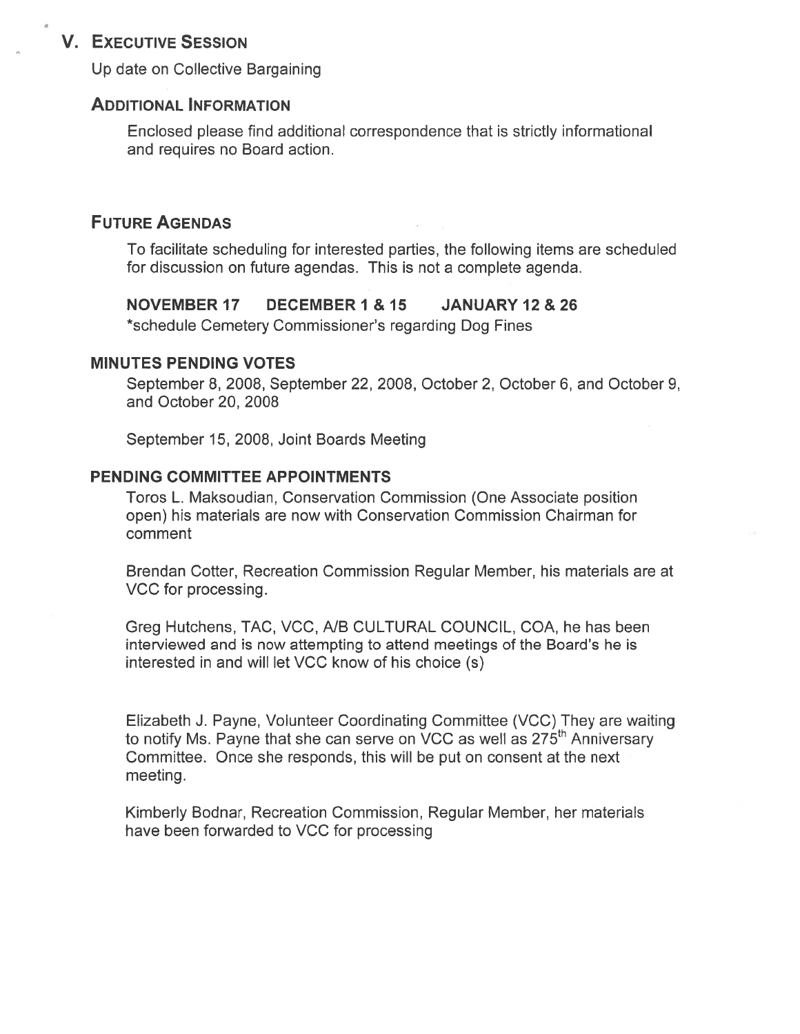## V. Executive Session

Up date on Collective Bargaining

### Additional Information

Enclosed please find additional correspondence that is strictly informational and requires no Board action.

### Future Agendas

To facilitate scheduling for interested parties, the following items are scheduled for discussion on future agendas. This is not a complete agenda.

**NOVEMBER 17 DECEMBER 1 & 15 JANUARY 12 & 26**

*schedule Cemetery Commissioner's regarding Dog Fines

### MINUTES PENDING VOTES

September 8, 2008, September 22, 2008, October 2, October 6, and October 9, and October 20, 2008

September 15, 2008, Joint Boards Meeting

### PENDING COMMITTEE APPOINTMENTS

Toros L. Maksoudian, Conservation Commission (One Associate position open) his materials are now with Conservation Commission Chairman for comment

Brendan Cotter, Recreation Commission Regular Member, his materials are at VCC for processing.

Greg Hutchens, TAC, VCC, A/B CULTURAL COUNCIL, COA, he has been interviewed and is now attempting to attend meetings of the Board's he is interested in and will let VCC know of his choice (s)

Elizabeth J. Payne, Volunteer Coordinating Committee (VCC) They are waiting to notify Ms. Payne that she can serve on VCC as well as 275th Anniversary Committee. Once she responds, this will be put on consent at the next meeting.

Kimberly Bodnar, Recreation Commission, Regular Member, her materials have been forwarded to VCC for processing